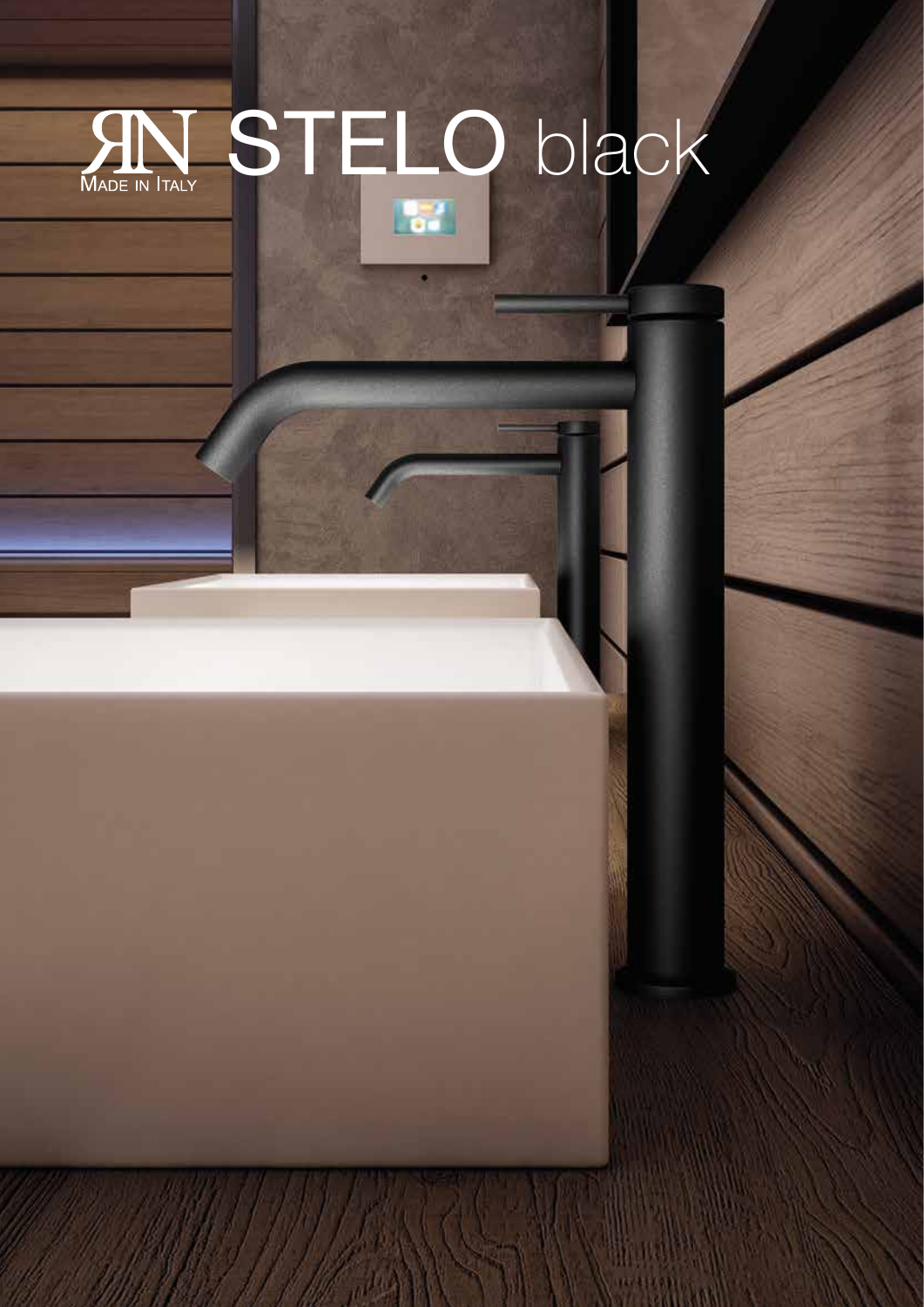# RN STELO black

MADE IN ITALY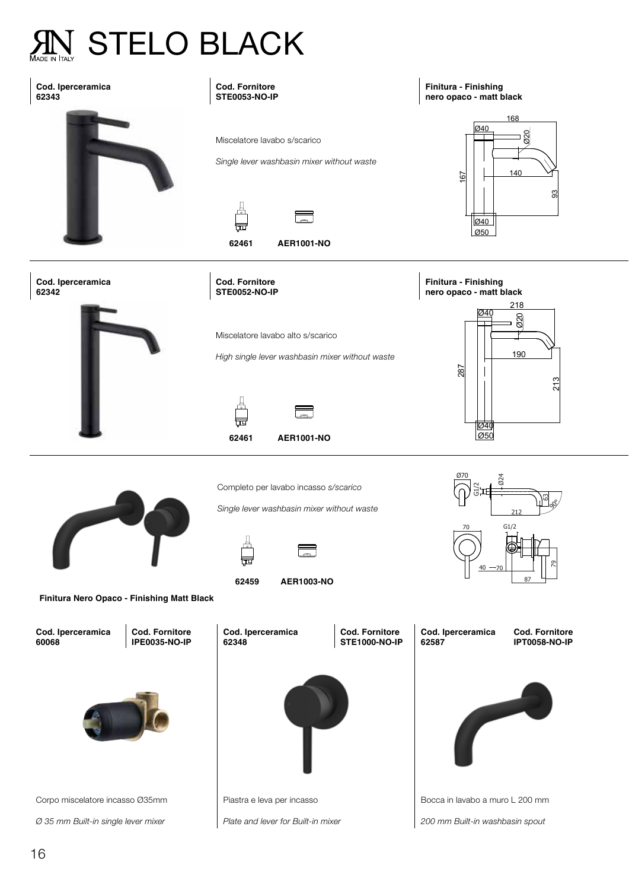# STELO BLACK

**Cod. Iperceramica**
**62343**

**Cod. Fornitore**
**STE0053-NO-IP**

**Finitura - Finishing**
**nero opaco - matt black**

Miscelatore lavabo s/scarico

*Single lever washbasin mixer without waste*

**62461** **AER1001-NO**

---

**Cod. Iperceramica**
**62342**

**Cod. Fornitore**
**STE0052-NO-IP**

**Finitura - Finishing**
**nero opaco - matt black**

Miscelatore lavabo alto s/scarico

*High single lever washbasin mixer without waste*

**62461** **AER1001-NO**

---

Completo per lavabo incasso *s/scarico*

*Single lever washbasin mixer without waste*

**62459** **AER1003-NO**

**Finitura Nero Opaco - Finishing Matt Black**

| Cod. Iperceramica | Cod. Fornitore | Cod. Iperceramica | Cod. Fornitore | Cod. Iperceramica | Cod. Fornitore |
|---|---|---|---|---|---|
| **60068** | **IPE0035-NO-IP** | **62348** | **STE1000-NO-IP** | **62587** | **IPT0058-NO-IP** |
| Corpo miscelatore incasso Ø35mm | | Piastra e leva per incasso | | Bocca in lavabo a muro L 200 mm | |
| *Ø 35 mm Built-in single lever mixer* | | *Plate and lever for Built-in mixer* | | *200 mm Built-in washbasin spout* | |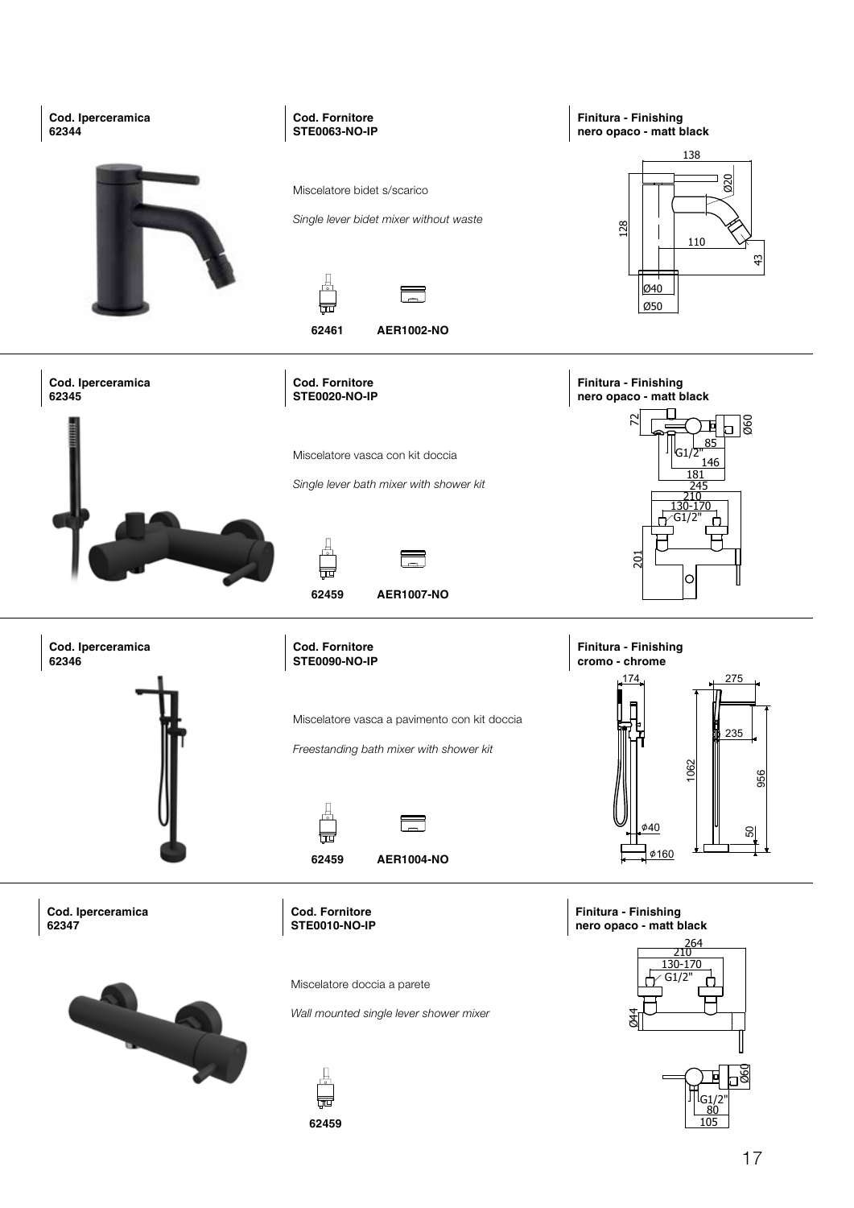**Cod. Iperceramica**
**62344**

**Cod. Fornitore**
**STE0063-NO-IP**

**Finitura - Finishing**
**nero opaco - matt black**

Miscelatore bidet s/scarico

*Single lever bidet mixer without waste*

**62461** **AER1002-NO**

---

**Cod. Iperceramica**
**62345**

**Cod. Fornitore**
**STE0020-NO-IP**

**Finitura - Finishing**
**nero opaco - matt black**

Miscelatore vasca con kit doccia

*Single lever bath mixer with shower kit*

**62459** **AER1007-NO**

---

**Cod. Iperceramica**
**62346**

**Cod. Fornitore**
**STE0090-NO-IP**

**Finitura - Finishing**
**cromo - chrome**

Miscelatore vasca a pavimento con kit doccia

*Freestanding bath mixer with shower kit*

**62459** **AER1004-NO**

---

**Cod. Iperceramica**
**62347**

**Cod. Fornitore**
**STE0010-NO-IP**

**Finitura - Finishing**
**nero opaco - matt black**

Miscelatore doccia a parete

*Wall mounted single lever shower mixer*

**62459**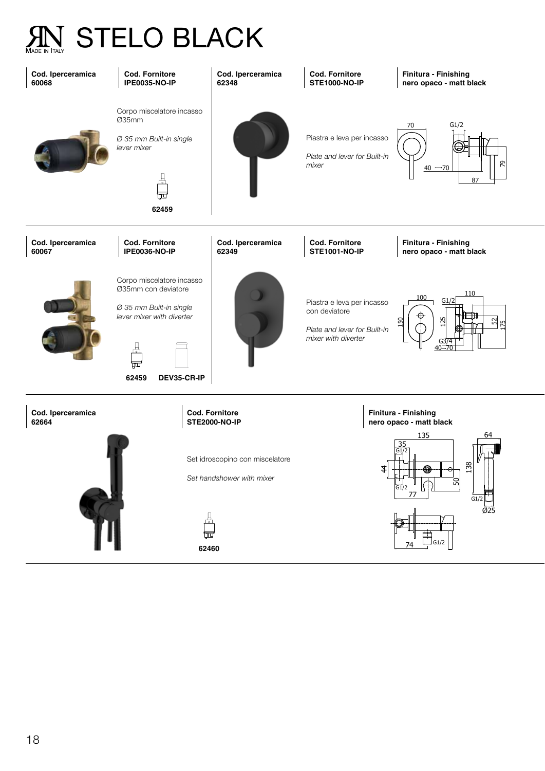# STELO BLACK

Made in Italy

**Cod. Iperceramica**
**60068**

**Cod. Fornitore**
**IPE0035-NO-IP**

Corpo miscelatore incasso Ø35mm

*Ø 35 mm Built-in single lever mixer*

**62459**

**Cod. Iperceramica**
**62348**

**Cod. Fornitore**
**STE1000-NO-IP**

Piastra e leva per incasso

*Plate and lever for Built-in mixer*

**Finitura - Finishing**
**nero opaco - matt black**

70
G1/2
79
40 —70
87

---

**Cod. Iperceramica**
**60067**

**Cod. Fornitore**
**IPE0036-NO-IP**

Corpo miscelatore incasso Ø35mm con deviatore

*Ø 35 mm Built-in single lever mixer with diverter*

**62459** **DEV35-CR-IP**

**Cod. Iperceramica**
**62349**

**Cod. Fornitore**
**STE1001-NO-IP**

Piastra e leva per incasso con deviatore

*Plate and lever for Built-in mixer with diverter*

**Finitura - Finishing**
**nero opaco - matt black**

100
150
G1/2
110
125
52
175
G3/4
40—70

---

**Cod. Iperceramica**
**62664**

**Cod. Fornitore**
**STE2000-NO-IP**

Set idroscopino con miscelatore

*Set handshower with mixer*

**62460**

**Finitura - Finishing**
**nero opaco - matt black**

135
35
G1/2
44
G1/2
77
50
64
138
G1/2
Ø25
74
G1/2